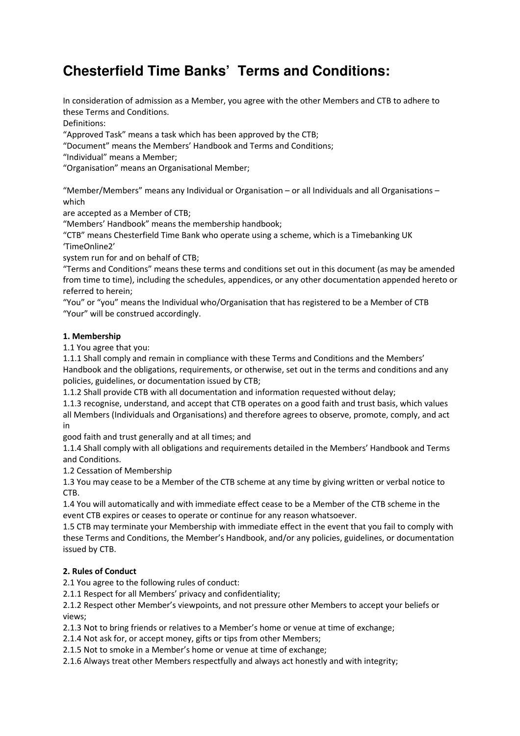# Chesterfield Time Banks' Terms and Conditions:

In consideration of admission as a Member, you agree with the other Members and CTB to adhere to these Terms and Conditions.

Definitions:

"Approved Task" means a task which has been approved by the CTB;

"Document" means the Members' Handbook and Terms and Conditions;

"Individual" means a Member;

"Organisation" means an Organisational Member;

"Member/Members" means any Individual or Organisation – or all Individuals and all Organisations – which are accepted as a Member of CTB;

"Members' Handbook" means the membership handbook;

"CTB" means Chesterfield Time Bank who operate using a scheme, which is a Timebanking UK 'TimeOnline2' system run for and on behalf of CTB;

"Terms and Conditions" means these terms and conditions set out in this document (as may be amended from time to time), including the schedules, appendices, or any other documentation appended hereto or referred to herein;

"You" or "you" means the Individual who/Organisation that has registered to be a Member of CTB "Your" will be construed accordingly.

**1. Membership**

1.1 You agree that you:

1.1.1 Shall comply and remain in compliance with these Terms and Conditions and the Members' Handbook and the obligations, requirements, or otherwise, set out in the terms and conditions and any policies, guidelines, or documentation issued by CTB;

1.1.2 Shall provide CTB with all documentation and information requested without delay;

1.1.3 recognise, understand, and accept that CTB operates on a good faith and trust basis, which values all Members (Individuals and Organisations) and therefore agrees to observe, promote, comply, and act in good faith and trust generally and at all times; and

1.1.4 Shall comply with all obligations and requirements detailed in the Members' Handbook and Terms and Conditions.

1.2 Cessation of Membership

1.3 You may cease to be a Member of the CTB scheme at any time by giving written or verbal notice to CTB.

1.4 You will automatically and with immediate effect cease to be a Member of the CTB scheme in the event CTB expires or ceases to operate or continue for any reason whatsoever.

1.5 CTB may terminate your Membership with immediate effect in the event that you fail to comply with these Terms and Conditions, the Member's Handbook, and/or any policies, guidelines, or documentation issued by CTB.

**2. Rules of Conduct**

2.1 You agree to the following rules of conduct:

2.1.1 Respect for all Members' privacy and confidentiality;

2.1.2 Respect other Member's viewpoints, and not pressure other Members to accept your beliefs or views;

2.1.3 Not to bring friends or relatives to a Member's home or venue at time of exchange;

2.1.4 Not ask for, or accept money, gifts or tips from other Members;

2.1.5 Not to smoke in a Member's home or venue at time of exchange;

2.1.6 Always treat other Members respectfully and always act honestly and with integrity;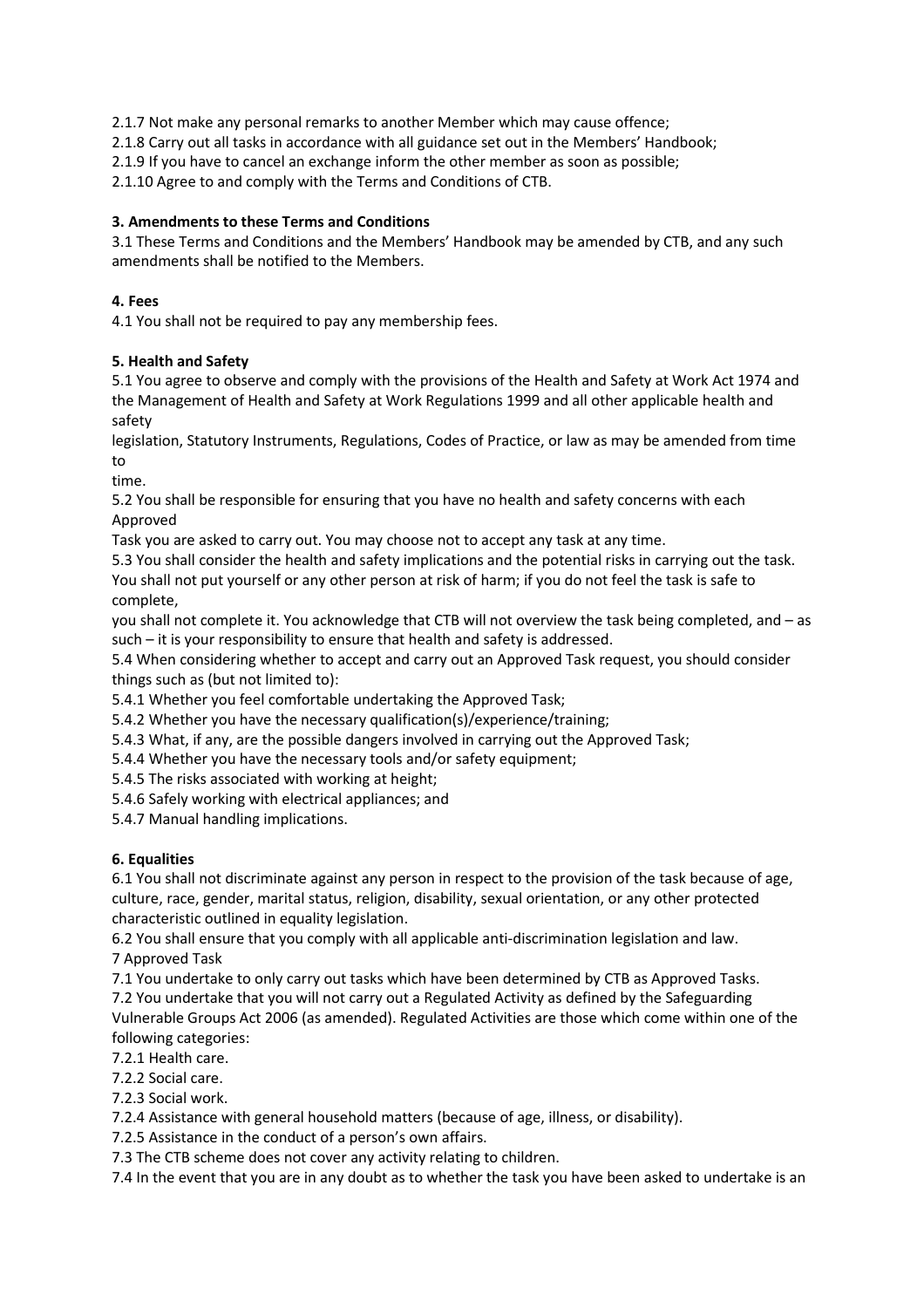2.1.7 Not make any personal remarks to another Member which may cause offence;

2.1.8 Carry out all tasks in accordance with all guidance set out in the Members' Handbook;

2.1.9 If you have to cancel an exchange inform the other member as soon as possible;

2.1.10 Agree to and comply with the Terms and Conditions of CTB.

**3. Amendments to these Terms and Conditions**

3.1 These Terms and Conditions and the Members' Handbook may be amended by CTB, and any such amendments shall be notified to the Members.

**4. Fees**

4.1 You shall not be required to pay any membership fees.

**5. Health and Safety**

5.1 You agree to observe and comply with the provisions of the Health and Safety at Work Act 1974 and the Management of Health and Safety at Work Regulations 1999 and all other applicable health and safety legislation, Statutory Instruments, Regulations, Codes of Practice, or law as may be amended from time to time.

5.2 You shall be responsible for ensuring that you have no health and safety concerns with each Approved Task you are asked to carry out. You may choose not to accept any task at any time.

5.3 You shall consider the health and safety implications and the potential risks in carrying out the task. You shall not put yourself or any other person at risk of harm; if you do not feel the task is safe to complete, you shall not complete it. You acknowledge that CTB will not overview the task being completed, and – as such – it is your responsibility to ensure that health and safety is addressed.

5.4 When considering whether to accept and carry out an Approved Task request, you should consider things such as (but not limited to):

5.4.1 Whether you feel comfortable undertaking the Approved Task;

5.4.2 Whether you have the necessary qualification(s)/experience/training;

5.4.3 What, if any, are the possible dangers involved in carrying out the Approved Task;

5.4.4 Whether you have the necessary tools and/or safety equipment;

5.4.5 The risks associated with working at height;

5.4.6 Safely working with electrical appliances; and

5.4.7 Manual handling implications.

**6. Equalities**

6.1 You shall not discriminate against any person in respect to the provision of the task because of age, culture, race, gender, marital status, religion, disability, sexual orientation, or any other protected characteristic outlined in equality legislation.

6.2 You shall ensure that you comply with all applicable anti-discrimination legislation and law.

7 Approved Task

7.1 You undertake to only carry out tasks which have been determined by CTB as Approved Tasks.

7.2 You undertake that you will not carry out a Regulated Activity as defined by the Safeguarding Vulnerable Groups Act 2006 (as amended). Regulated Activities are those which come within one of the following categories:

7.2.1 Health care.

7.2.2 Social care.

7.2.3 Social work.

7.2.4 Assistance with general household matters (because of age, illness, or disability).

7.2.5 Assistance in the conduct of a person's own affairs.

7.3 The CTB scheme does not cover any activity relating to children.

7.4 In the event that you are in any doubt as to whether the task you have been asked to undertake is an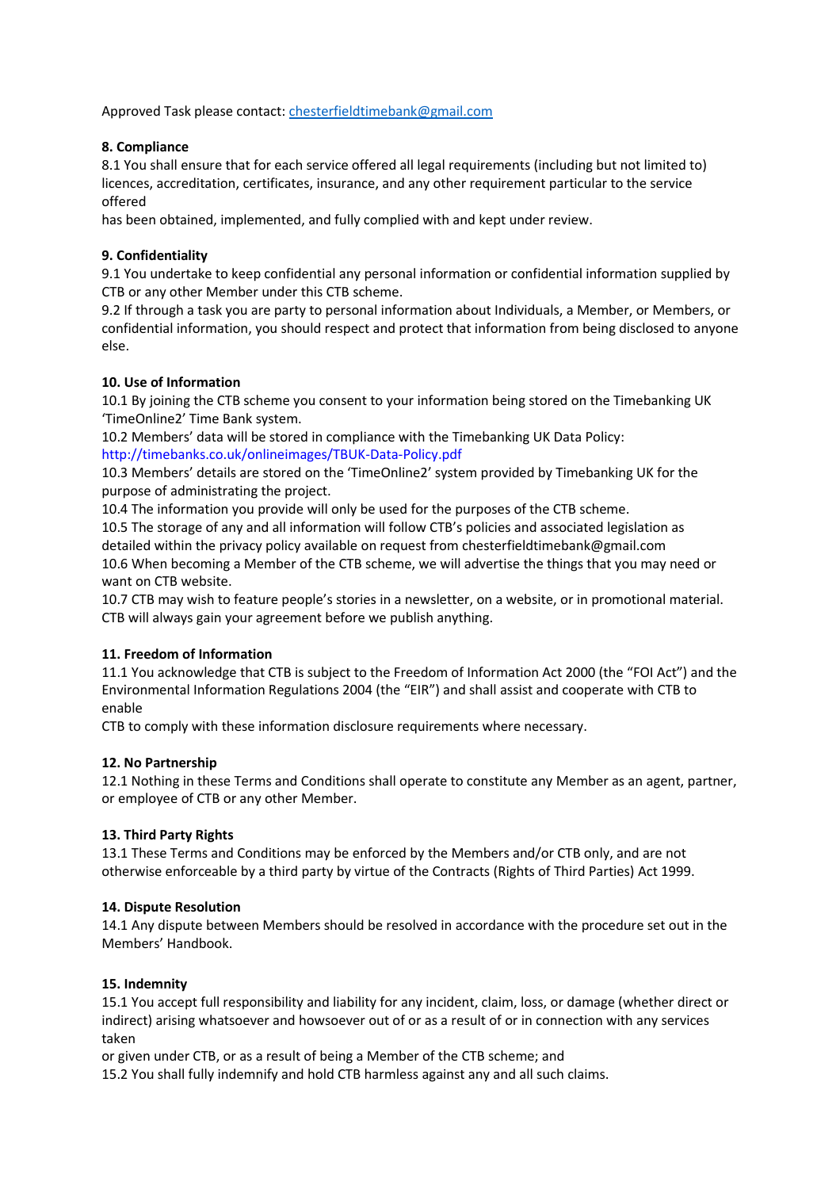Approved Task please contact: chesterfieldtimebank@gmail.com

**8. Compliance**

8.1 You shall ensure that for each service offered all legal requirements (including but not limited to) licences, accreditation, certificates, insurance, and any other requirement particular to the service offered has been obtained, implemented, and fully complied with and kept under review.

**9. Confidentiality**

9.1 You undertake to keep confidential any personal information or confidential information supplied by CTB or any other Member under this CTB scheme.

9.2 If through a task you are party to personal information about Individuals, a Member, or Members, or confidential information, you should respect and protect that information from being disclosed to anyone else.

**10. Use of Information**

10.1 By joining the CTB scheme you consent to your information being stored on the Timebanking UK 'TimeOnline2' Time Bank system.

10.2 Members' data will be stored in compliance with the Timebanking UK Data Policy: http://timebanks.co.uk/onlineimages/TBUK-Data-Policy.pdf

10.3 Members' details are stored on the 'TimeOnline2' system provided by Timebanking UK for the purpose of administrating the project.

10.4 The information you provide will only be used for the purposes of the CTB scheme.

10.5 The storage of any and all information will follow CTB's policies and associated legislation as detailed within the privacy policy available on request from chesterfieldtimebank@gmail.com

10.6 When becoming a Member of the CTB scheme, we will advertise the things that you may need or want on CTB website.

10.7 CTB may wish to feature people's stories in a newsletter, on a website, or in promotional material. CTB will always gain your agreement before we publish anything.

**11. Freedom of Information**

11.1 You acknowledge that CTB is subject to the Freedom of Information Act 2000 (the "FOI Act") and the Environmental Information Regulations 2004 (the "EIR") and shall assist and cooperate with CTB to enable CTB to comply with these information disclosure requirements where necessary.

**12. No Partnership**

12.1 Nothing in these Terms and Conditions shall operate to constitute any Member as an agent, partner, or employee of CTB or any other Member.

**13. Third Party Rights**

13.1 These Terms and Conditions may be enforced by the Members and/or CTB only, and are not otherwise enforceable by a third party by virtue of the Contracts (Rights of Third Parties) Act 1999.

**14. Dispute Resolution**

14.1 Any dispute between Members should be resolved in accordance with the procedure set out in the Members' Handbook.

**15. Indemnity**

15.1 You accept full responsibility and liability for any incident, claim, loss, or damage (whether direct or indirect) arising whatsoever and howsoever out of or as a result of or in connection with any services taken or given under CTB, or as a result of being a Member of the CTB scheme; and

15.2 You shall fully indemnify and hold CTB harmless against any and all such claims.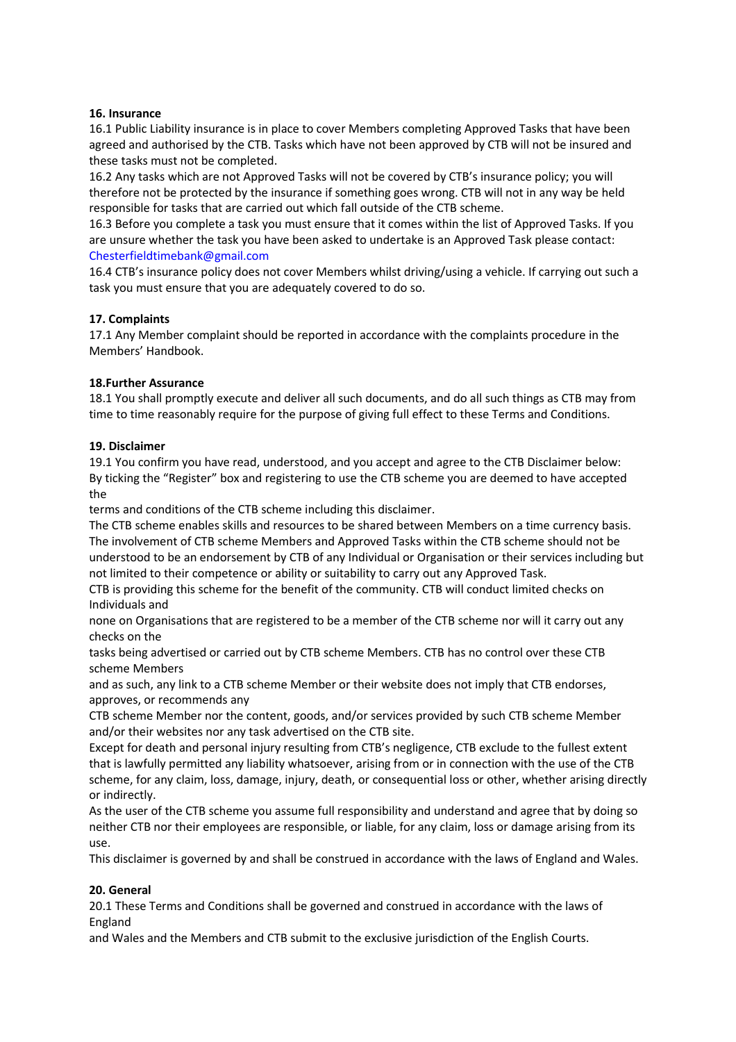**16. Insurance**

16.1 Public Liability insurance is in place to cover Members completing Approved Tasks that have been agreed and authorised by the CTB. Tasks which have not been approved by CTB will not be insured and these tasks must not be completed.

16.2 Any tasks which are not Approved Tasks will not be covered by CTB's insurance policy; you will therefore not be protected by the insurance if something goes wrong. CTB will not in any way be held responsible for tasks that are carried out which fall outside of the CTB scheme.

16.3 Before you complete a task you must ensure that it comes within the list of Approved Tasks. If you are unsure whether the task you have been asked to undertake is an Approved Task please contact: Chesterfieldtimebank@gmail.com

16.4 CTB's insurance policy does not cover Members whilst driving/using a vehicle. If carrying out such a task you must ensure that you are adequately covered to do so.

**17. Complaints**

17.1 Any Member complaint should be reported in accordance with the complaints procedure in the Members' Handbook.

**18.Further Assurance**

18.1 You shall promptly execute and deliver all such documents, and do all such things as CTB may from time to time reasonably require for the purpose of giving full effect to these Terms and Conditions.

**19. Disclaimer**

19.1 You confirm you have read, understood, and you accept and agree to the CTB Disclaimer below:
By ticking the "Register" box and registering to use the CTB scheme you are deemed to have accepted the terms and conditions of the CTB scheme including this disclaimer.

The CTB scheme enables skills and resources to be shared between Members on a time currency basis. The involvement of CTB scheme Members and Approved Tasks within the CTB scheme should not be understood to be an endorsement by CTB of any Individual or Organisation or their services including but not limited to their competence or ability or suitability to carry out any Approved Task.

CTB is providing this scheme for the benefit of the community. CTB will conduct limited checks on Individuals and none on Organisations that are registered to be a member of the CTB scheme nor will it carry out any checks on the tasks being advertised or carried out by CTB scheme Members. CTB has no control over these CTB scheme Members and as such, any link to a CTB scheme Member or their website does not imply that CTB endorses, approves, or recommends any CTB scheme Member nor the content, goods, and/or services provided by such CTB scheme Member and/or their websites nor any task advertised on the CTB site.

Except for death and personal injury resulting from CTB's negligence, CTB exclude to the fullest extent that is lawfully permitted any liability whatsoever, arising from or in connection with the use of the CTB scheme, for any claim, loss, damage, injury, death, or consequential loss or other, whether arising directly or indirectly.

As the user of the CTB scheme you assume full responsibility and understand and agree that by doing so neither CTB nor their employees are responsible, or liable, for any claim, loss or damage arising from its use.

This disclaimer is governed by and shall be construed in accordance with the laws of England and Wales.

**20. General**

20.1 These Terms and Conditions shall be governed and construed in accordance with the laws of England and Wales and the Members and CTB submit to the exclusive jurisdiction of the English Courts.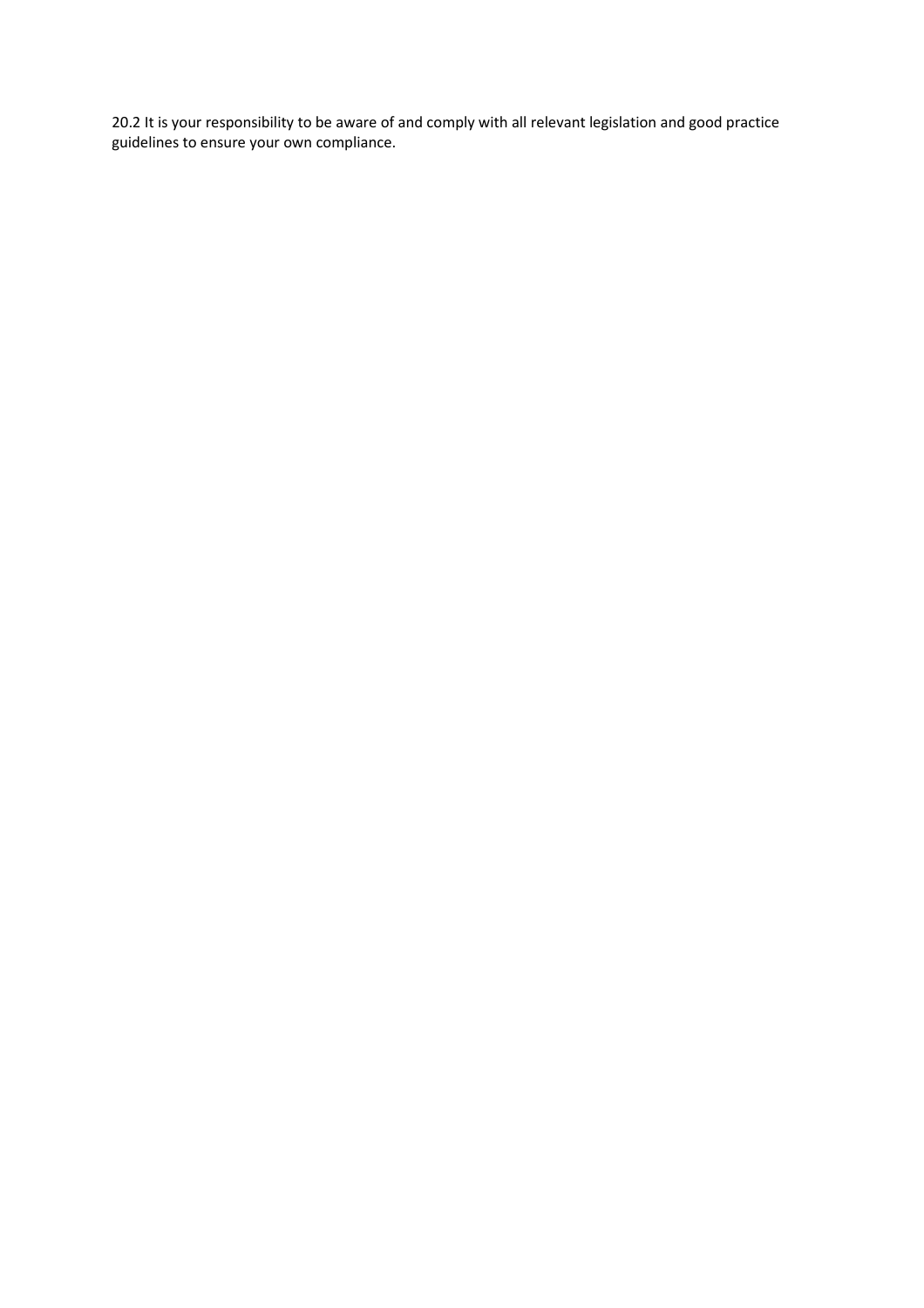20.2 It is your responsibility to be aware of and comply with all relevant legislation and good practice guidelines to ensure your own compliance.